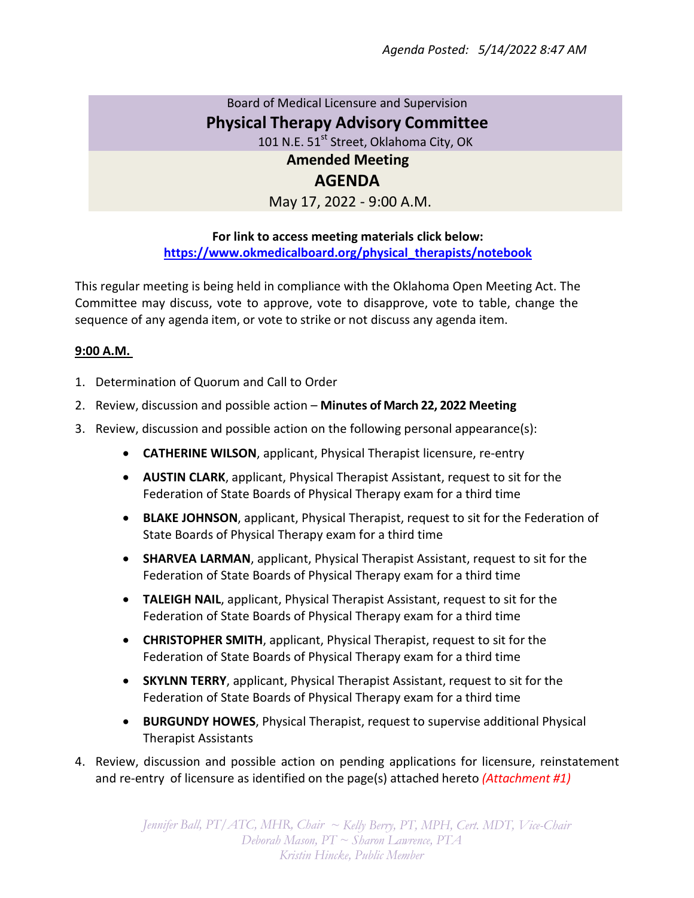*Agenda Posted: 5/14/2022 8:47 AM*

Board of Medical Licensure and Supervision

# Physical Therapy Advisory Committee

101 N.E. 51st Street, Oklahoma City, OK

**Amended Meeting**

## AGENDA

May 17, 2022 - 9:00 A.M.

**For link to access meeting materials click below:**
[https://www.okmedicalboard.org/physical_therapists/notebook](https://www.okmedicalboard.org/physical_therapists/notebook)

This regular meeting is being held in compliance with the Oklahoma Open Meeting Act. The Committee may discuss, vote to approve, vote to disapprove, vote to table, change the sequence of any agenda item, or vote to strike or not discuss any agenda item.

**9:00 A.M.**

1. Determination of Quorum and Call to Order
2. Review, discussion and possible action – **Minutes of March 22, 2022 Meeting**
3. Review, discussion and possible action on the following personal appearance(s):
   - **CATHERINE WILSON**, applicant, Physical Therapist licensure, re-entry
   - **AUSTIN CLARK**, applicant, Physical Therapist Assistant, request to sit for the Federation of State Boards of Physical Therapy exam for a third time
   - **BLAKE JOHNSON**, applicant, Physical Therapist, request to sit for the Federation of State Boards of Physical Therapy exam for a third time
   - **SHARVEA LARMAN**, applicant, Physical Therapist Assistant, request to sit for the Federation of State Boards of Physical Therapy exam for a third time
   - **TALEIGH NAIL**, applicant, Physical Therapist Assistant, request to sit for the Federation of State Boards of Physical Therapy exam for a third time
   - **CHRISTOPHER SMITH**, applicant, Physical Therapist, request to sit for the Federation of State Boards of Physical Therapy exam for a third time
   - **SKYLNN TERRY**, applicant, Physical Therapist Assistant, request to sit for the Federation of State Boards of Physical Therapy exam for a third time
   - **BURGUNDY HOWES**, Physical Therapist, request to supervise additional Physical Therapist Assistants
4. Review, discussion and possible action on pending applications for licensure, reinstatement and re-entry of licensure as identified on the page(s) attached hereto *(Attachment #1)*

*Jennifer Ball, PT/ATC, MHR, Chair ~ Kelly Berry, PT, MPH, Cert. MDT, Vice-Chair*
*Deborah Mason, PT ~ Sharon Lawrence, PTA*
*Kristin Hincke, Public Member*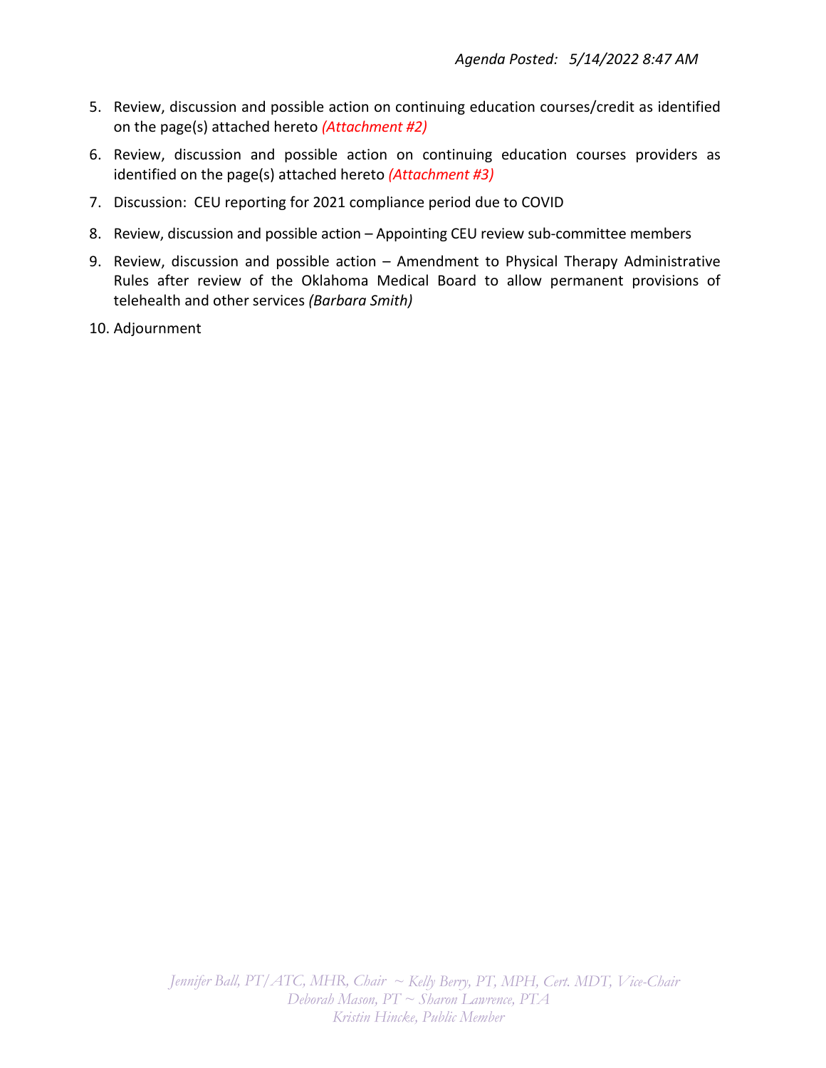*Agenda Posted: 5/14/2022 8:47 AM*

5. Review, discussion and possible action on continuing education courses/credit as identified on the page(s) attached hereto *(Attachment #2)*
6. Review, discussion and possible action on continuing education courses providers as identified on the page(s) attached hereto *(Attachment #3)*
7. Discussion: CEU reporting for 2021 compliance period due to COVID
8. Review, discussion and possible action – Appointing CEU review sub-committee members
9. Review, discussion and possible action – Amendment to Physical Therapy Administrative Rules after review of the Oklahoma Medical Board to allow permanent provisions of telehealth and other services *(Barbara Smith)*
10. Adjournment

*Jennifer Ball, PT/ATC, MHR, Chair ~ Kelly Berry, PT, MPH, Cert. MDT, Vice-Chair*
*Deborah Mason, PT ~ Sharon Lawrence, PTA*
*Kristin Hincke, Public Member*